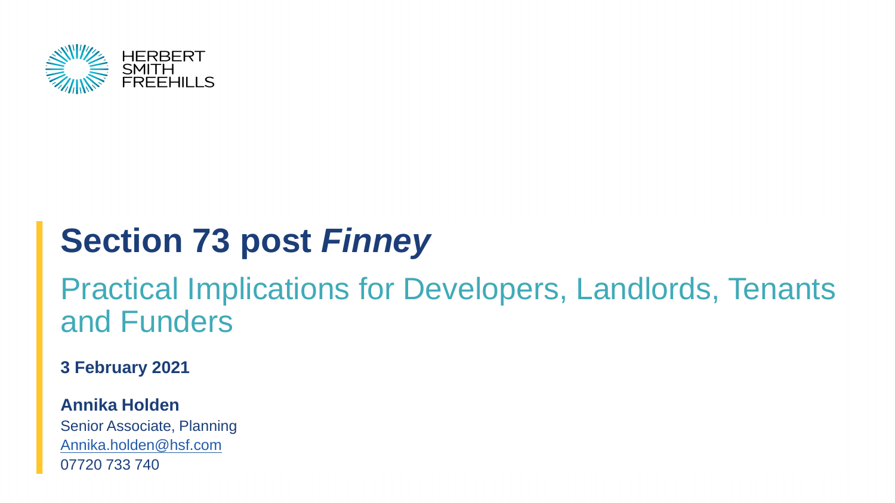HERBERT SMITH FREEHILLS

# Section 73 post *Finney*

## Practical Implications for Developers, Landlords, Tenants and Funders

**3 February 2021**

**Annika Holden**
Senior Associate, Planning
Annika.holden@hsf.com
07720 733 740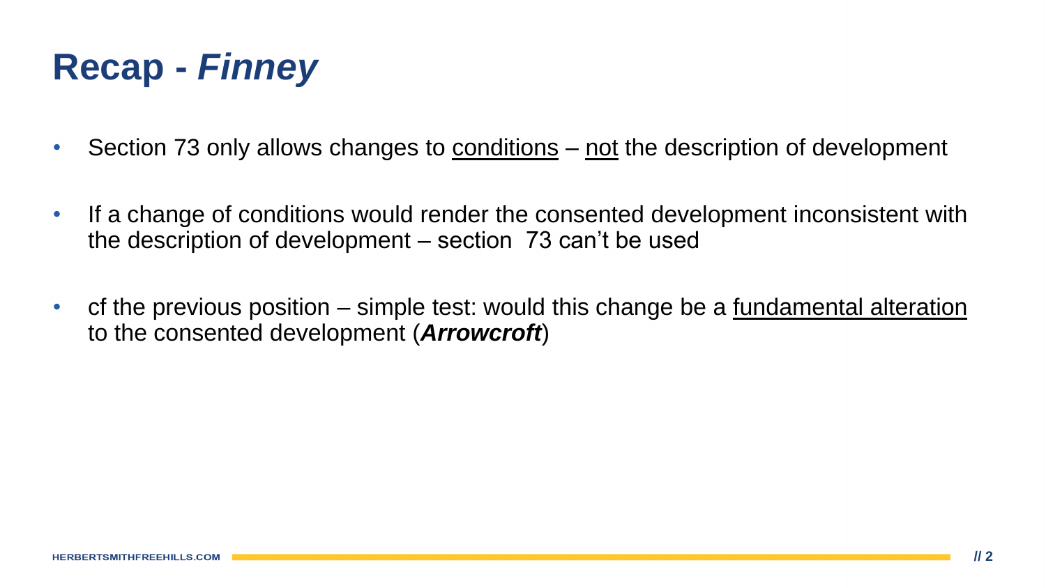# Recap - *Finney*

- Section 73 only allows changes to <u>conditions</u> – <u>not</u> the description of development
- If a change of conditions would render the consented development inconsistent with the description of development – section 73 can't be used
- cf the previous position – simple test: would this change be a <u>fundamental alteration</u> to the consented development (***Arrowcroft***)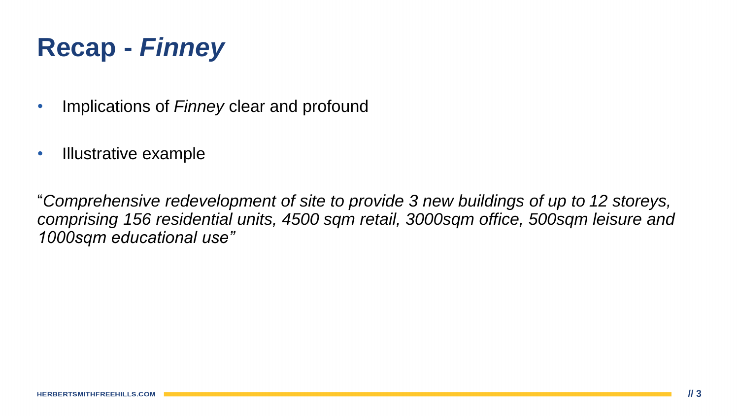# Recap - *Finney*

- Implications of *Finney* clear and profound
- Illustrative example

"*Comprehensive redevelopment of site to provide 3 new buildings of up to 12 storeys, comprising 156 residential units, 4500 sqm retail, 3000sqm office, 500sqm leisure and 1000sqm educational use"*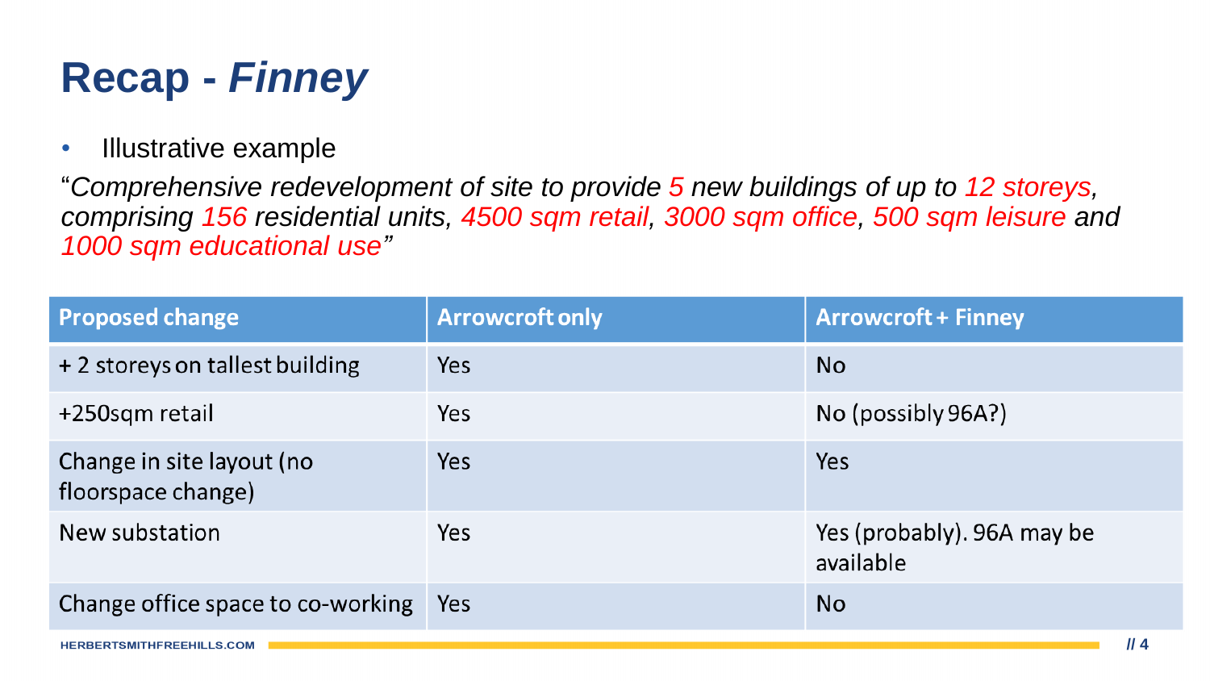# Recap - *Finney*

- Illustrative example

"*Comprehensive redevelopment of site to provide 5 new buildings of up to 12 storeys, comprising 156 residential units, 4500 sqm retail, 3000 sqm office, 500 sqm leisure and 1000 sqm educational use*"

| Proposed change | Arrowcroft only | Arrowcroft + Finney |
|---|---|---|
| + 2 storeys on tallest building | Yes | No |
| +250sqm retail | Yes | No (possibly 96A?) |
| Change in site layout (no floorspace change) | Yes | Yes |
| New substation | Yes | Yes (probably). 96A may be available |
| Change office space to co-working | Yes | No |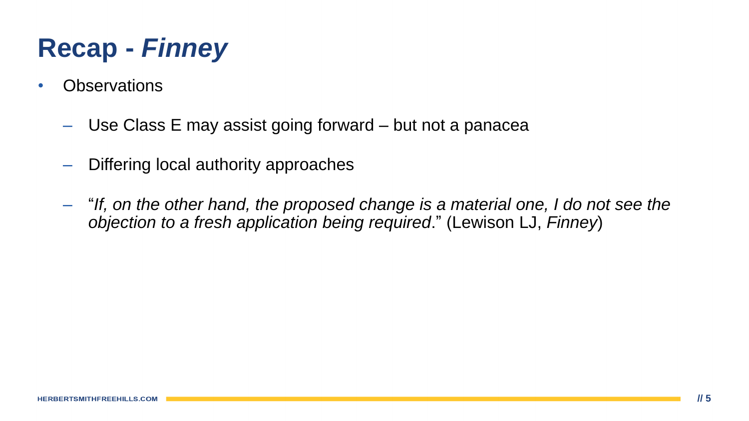# Recap - *Finney*

- Observations
  - Use Class E may assist going forward – but not a panacea
  - Differing local authority approaches
  - "*If, on the other hand, the proposed change is a material one, I do not see the objection to a fresh application being required*." (Lewison LJ, *Finney*)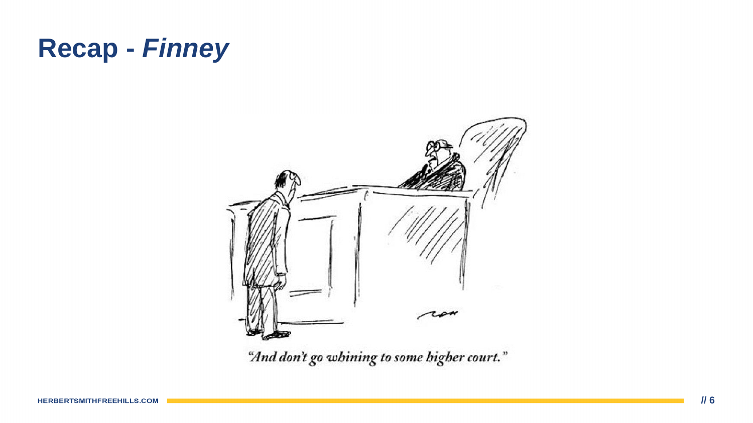# Recap - *Finney*

"And don't go whining to some higher court."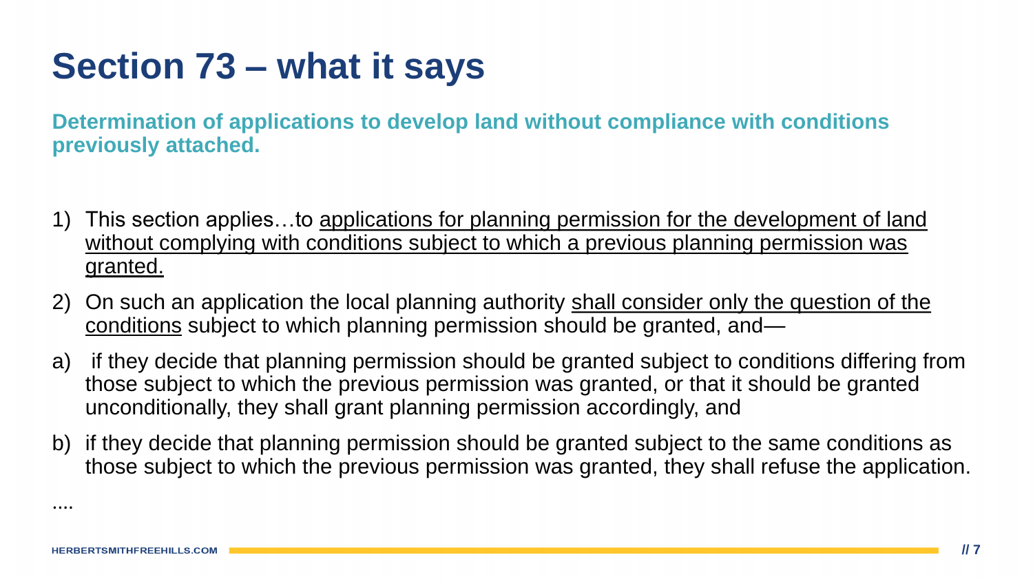# Section 73 – what it says

**Determination of applications to develop land without compliance with conditions previously attached.**

1) This section applies…to <u>applications for planning permission for the development of land without complying with conditions subject to which a previous planning permission was granted.</u>
2) On such an application the local planning authority <u>shall consider only the question of the conditions</u> subject to which planning permission should be granted, and—

a) if they decide that planning permission should be granted subject to conditions differing from those subject to which the previous permission was granted, or that it should be granted unconditionally, they shall grant planning permission accordingly, and

b) if they decide that planning permission should be granted subject to the same conditions as those subject to which the previous permission was granted, they shall refuse the application.

....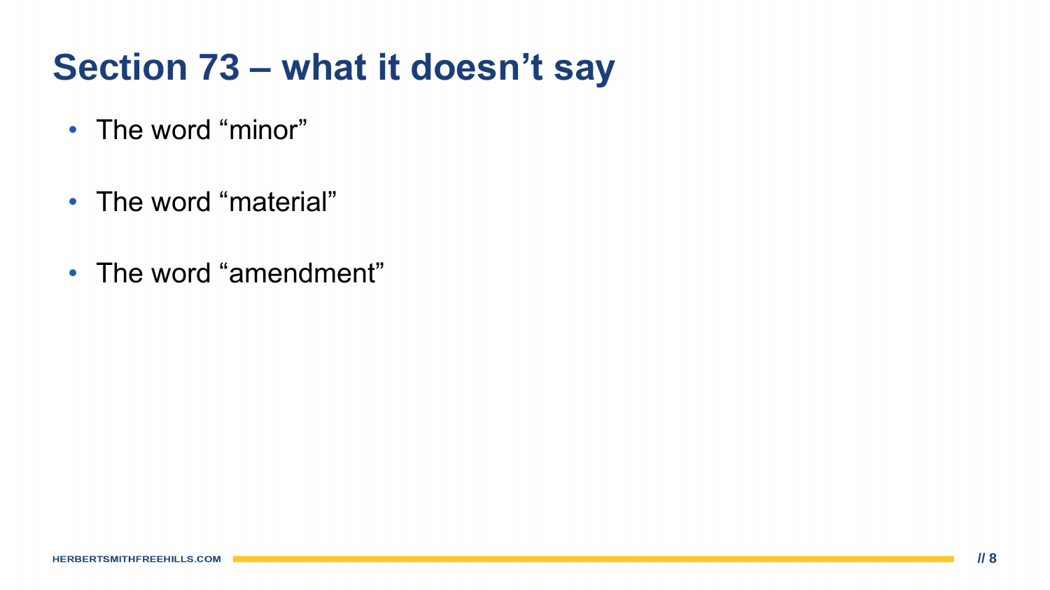# Section 73 – what it doesn't say

- The word "minor"
- The word "material"
- The word "amendment"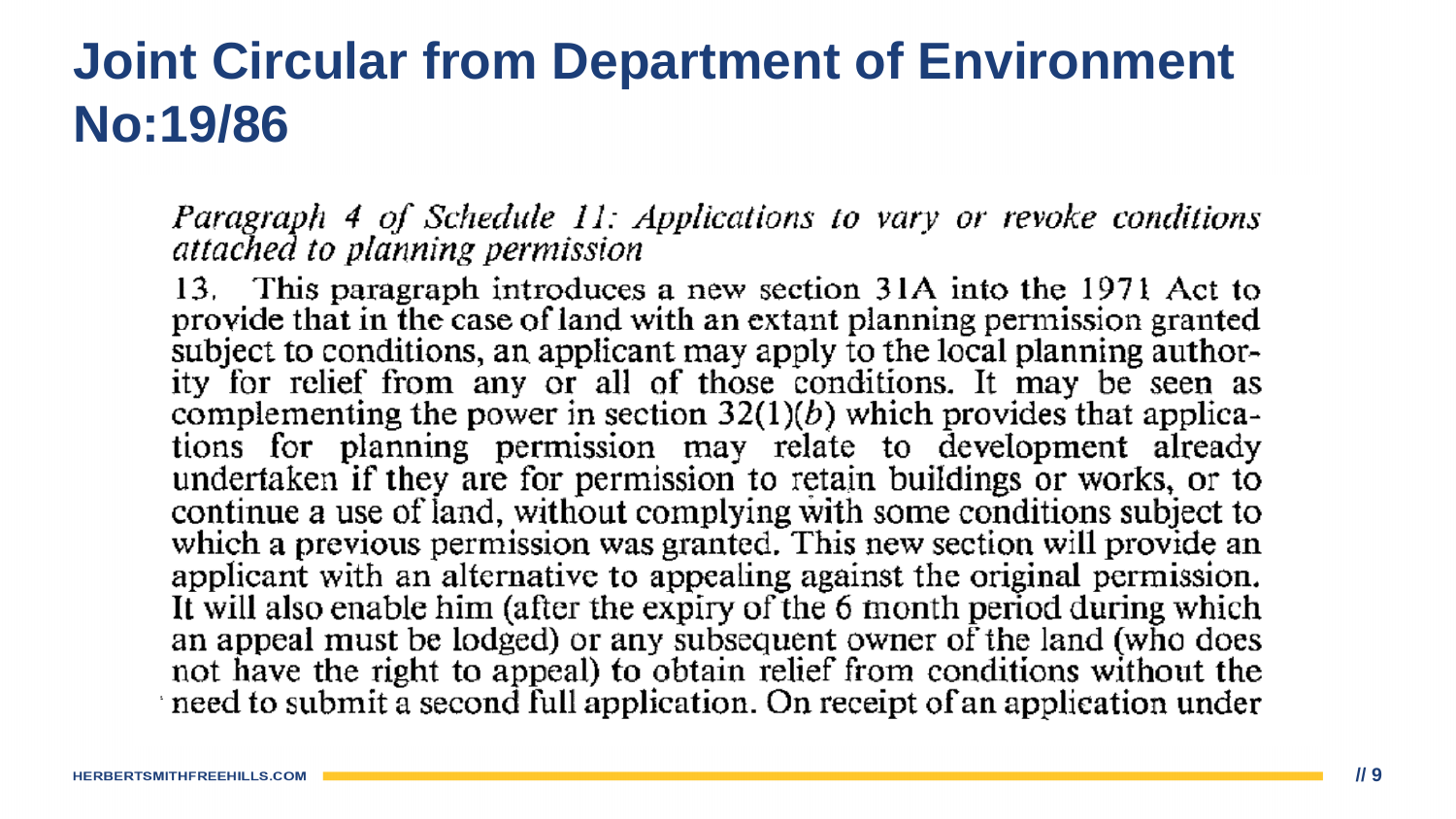# Joint Circular from Department of Environment No:19/86

*Paragraph 4 of Schedule 11: Applications to vary or revoke conditions attached to planning permission*

13. This paragraph introduces a new section 31A into the 1971 Act to provide that in the case of land with an extant planning permission granted subject to conditions, an applicant may apply to the local planning authority for relief from any or all of those conditions. It may be seen as complementing the power in section 32(1)(*b*) which provides that applications for planning permission may relate to development already undertaken if they are for permission to retain buildings or works, or to continue a use of land, without complying with some conditions subject to which a previous permission was granted. This new section will provide an applicant with an alternative to appealing against the original permission. It will also enable him (after the expiry of the 6 month period during which an appeal must be lodged) or any subsequent owner of the land (who does not have the right to appeal) to obtain relief from conditions without the need to submit a second full application. On receipt of an application under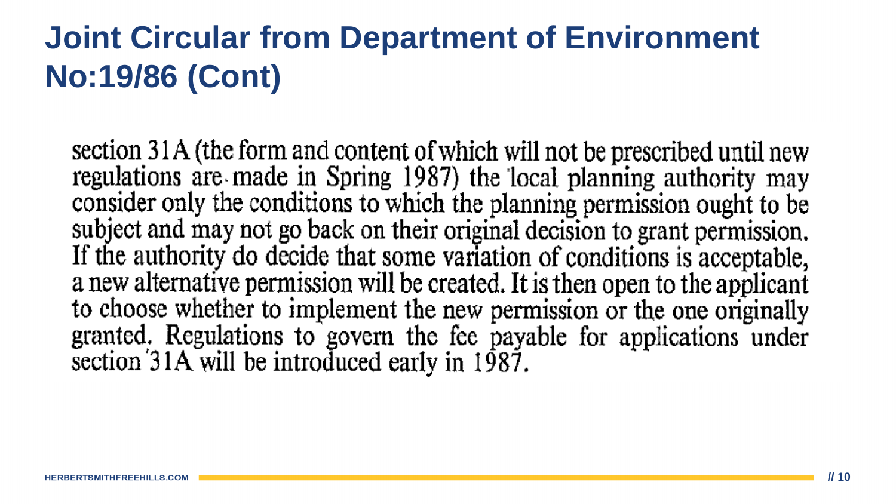# Joint Circular from Department of Environment No:19/86 (Cont)

section 31A (the form and content of which will not be prescribed until new regulations are made in Spring 1987) the local planning authority may consider only the conditions to which the planning permission ought to be subject and may not go back on their original decision to grant permission. If the authority do decide that some variation of conditions is acceptable, a new alternative permission will be created. It is then open to the applicant to choose whether to implement the new permission or the one originally granted. Regulations to govern the fee payable for applications under section 31A will be introduced early in 1987.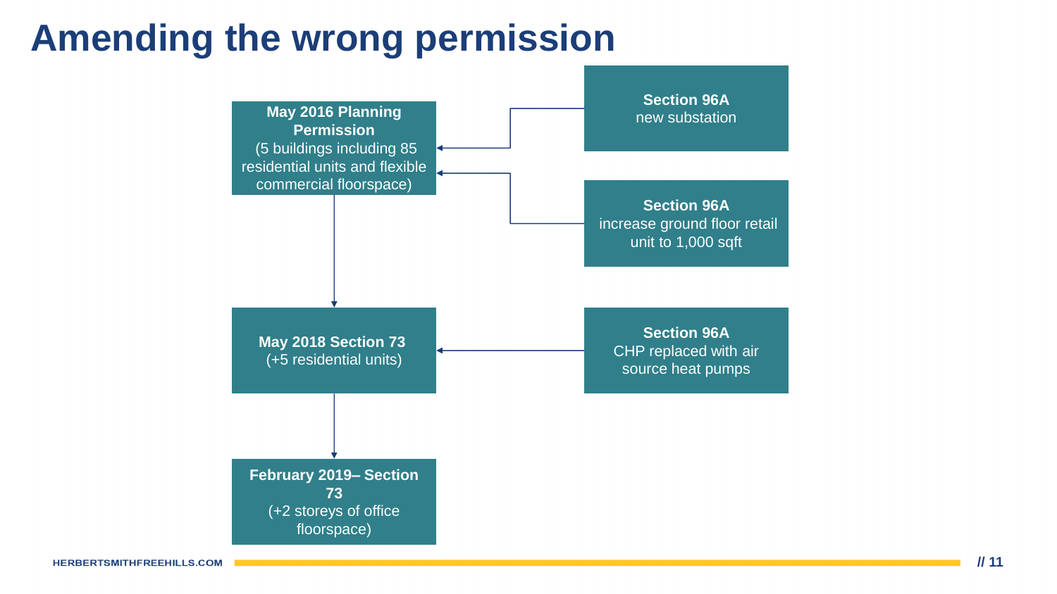# Amending the wrong permission

**May 2016 Planning Permission**
(5 buildings including 85 residential units and flexible commercial floorspace)

**Section 96A**
new substation

**Section 96A**
increase ground floor retail unit to 1,000 sqft

**May 2018 Section 73**
(+5 residential units)

**Section 96A**
CHP replaced with air source heat pumps

**February 2019– Section 73**
(+2 storeys of office floorspace)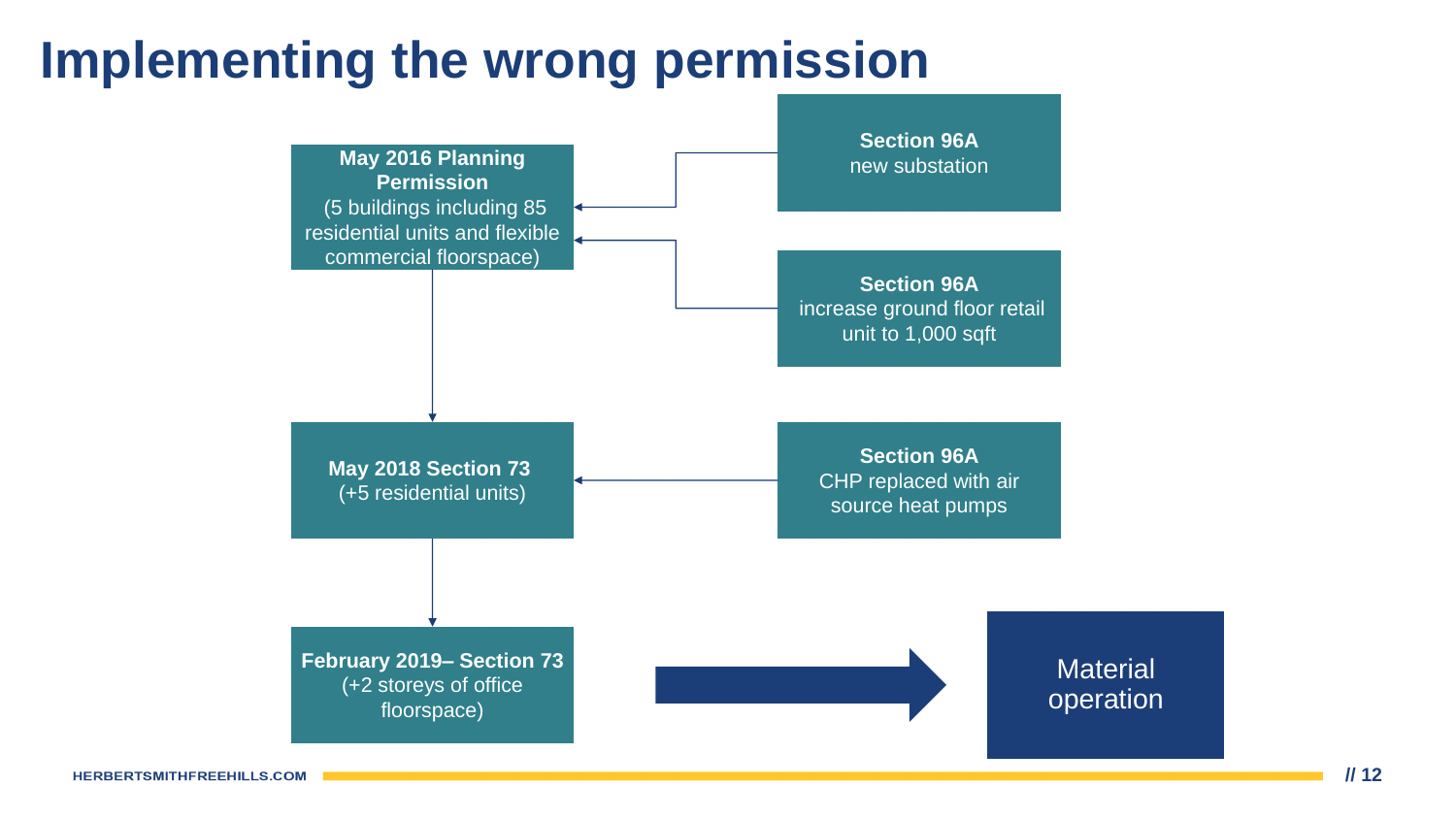# Implementing the wrong permission

**May 2016 Planning Permission**
(5 buildings including 85 residential units and flexible commercial floorspace)

- **Section 96A** new substation
- **Section 96A** increase ground floor retail unit to 1,000 sqft

**May 2018 Section 73**
(+5 residential units)

- **Section 96A** CHP replaced with air source heat pumps

**February 2019– Section 73**
(+2 storeys of office floorspace)

→ Material operation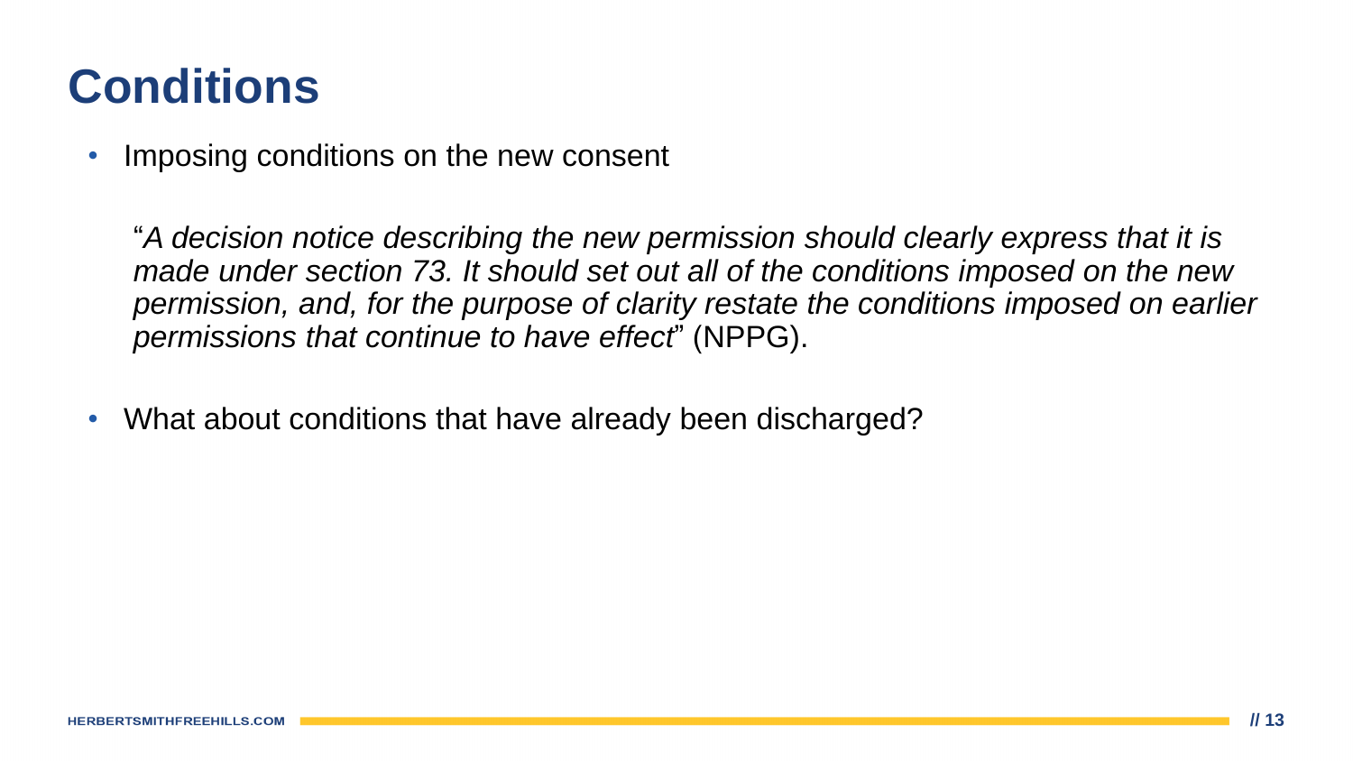# Conditions

- Imposing conditions on the new consent

  "*A decision notice describing the new permission should clearly express that it is made under section 73. It should set out all of the conditions imposed on the new permission, and, for the purpose of clarity restate the conditions imposed on earlier permissions that continue to have effect*" (NPPG).

- What about conditions that have already been discharged?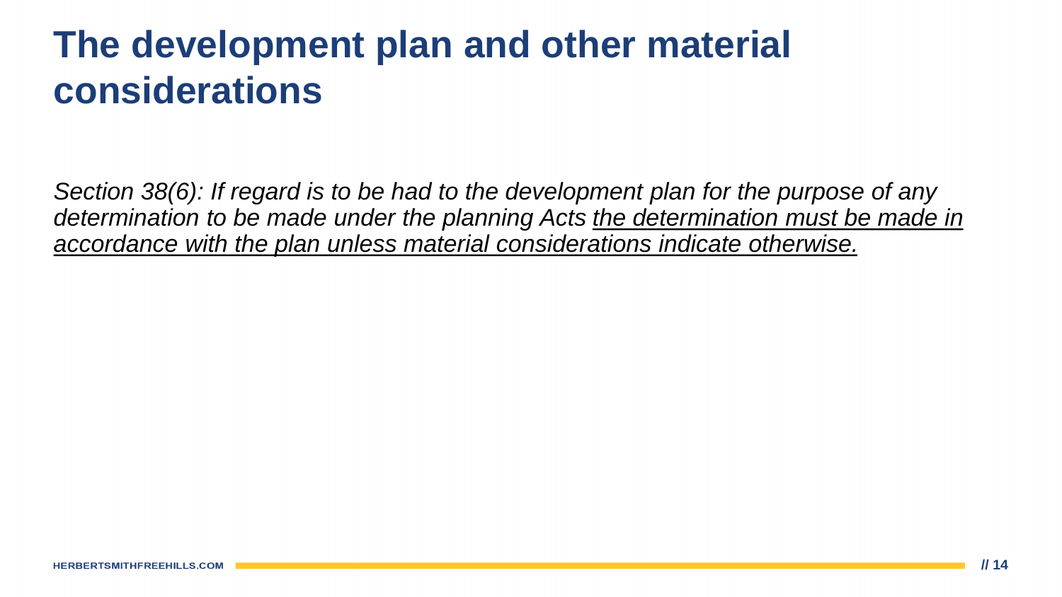# The development plan and other material considerations

*Section 38(6): If regard is to be had to the development plan for the purpose of any determination to be made under the planning Acts <u>the determination must be made in accordance with the plan unless material considerations indicate otherwise.</u>*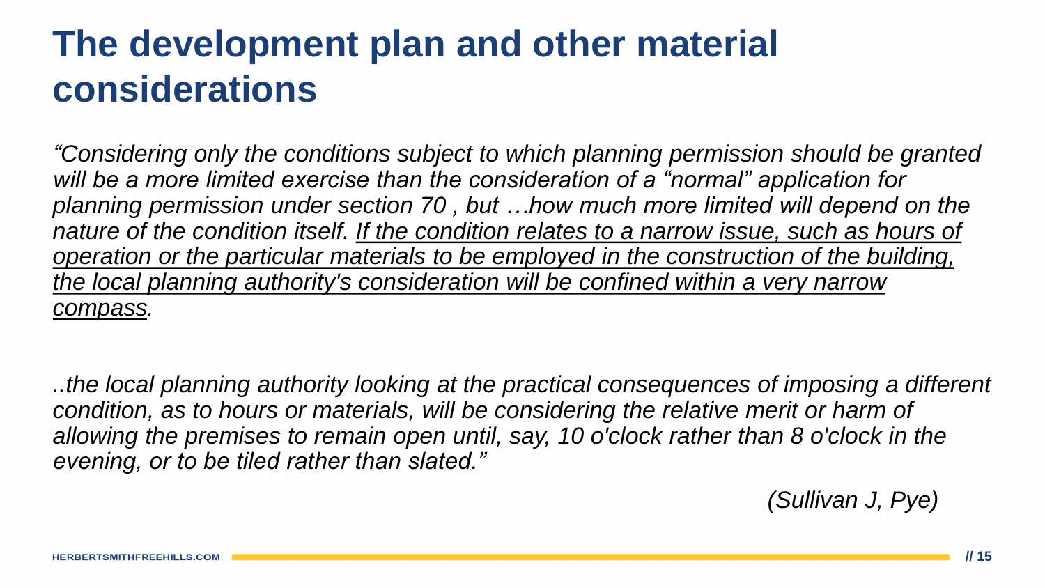# The development plan and other material considerations

*"Considering only the conditions subject to which planning permission should be granted will be a more limited exercise than the consideration of a "normal" application for planning permission under section 70 , but …how much more limited will depend on the nature of the condition itself. <u>If the condition relates to a narrow issue, such as hours of operation or the particular materials to be employed in the construction of the building, the local planning authority's consideration will be confined within a very narrow compass</u>.*

*..the local planning authority looking at the practical consequences of imposing a different condition, as to hours or materials, will be considering the relative merit or harm of allowing the premises to remain open until, say, 10 o'clock rather than 8 o'clock in the evening, or to be tiled rather than slated."*

*(Sullivan J, Pye)*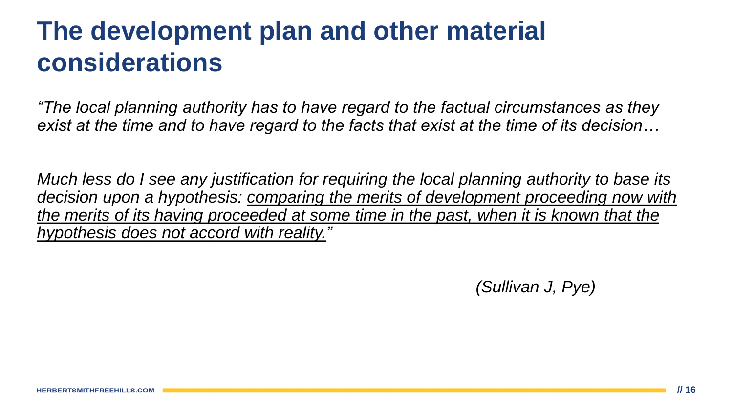# The development plan and other material considerations

*"The local planning authority has to have regard to the factual circumstances as they exist at the time and to have regard to the facts that exist at the time of its decision…*

*Much less do I see any justification for requiring the local planning authority to base its decision upon a hypothesis: <u>comparing the merits of development proceeding now with the merits of its having proceeded at some time in the past, when it is known that the hypothesis does not accord with reality."</u>*

*(Sullivan J, Pye)*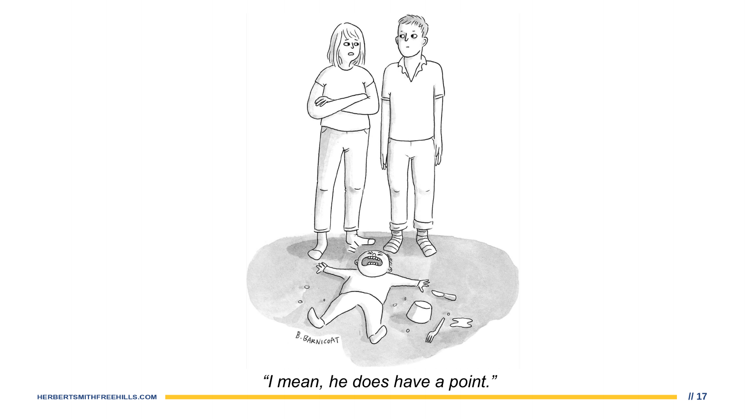*"I mean, he does have a point."*